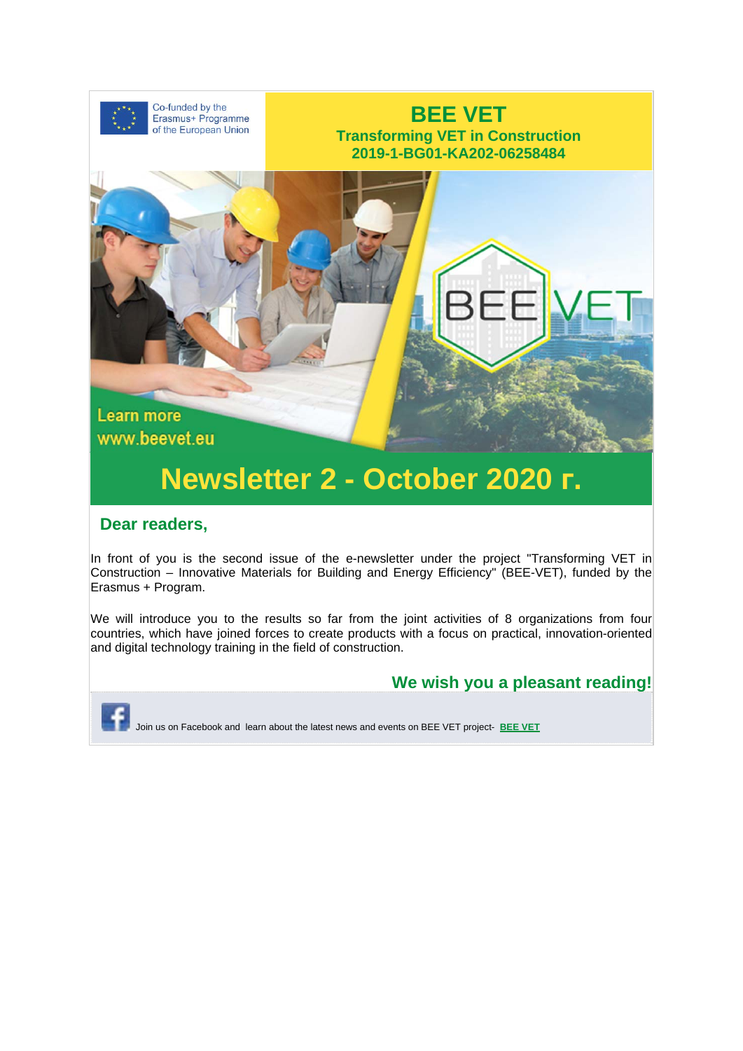Co-funded by the Erasmus+ Programme of the European Union

# BEE VET

**Transforming VET in Construction**
**2019-1-BG01-KA202-06258484**

Learn more
www.beevet.eu

# Newsletter 2 - October 2020 г.

## Dear readers,

In front of you is the second issue of the e-newsletter under the project "Transforming VET in Construction – Innovative Materials for Building and Energy Efficiency" (BEE-VET), funded by the Erasmus + Program.

We will introduce you to the results so far from the joint activities of 8 organizations from four countries, which have joined forces to create products with a focus on practical, innovation-oriented and digital technology training in the field of construction.

**We wish you a pleasant reading!**

Join us on Facebook and learn about the latest news and events on BEE VET project- BEE VET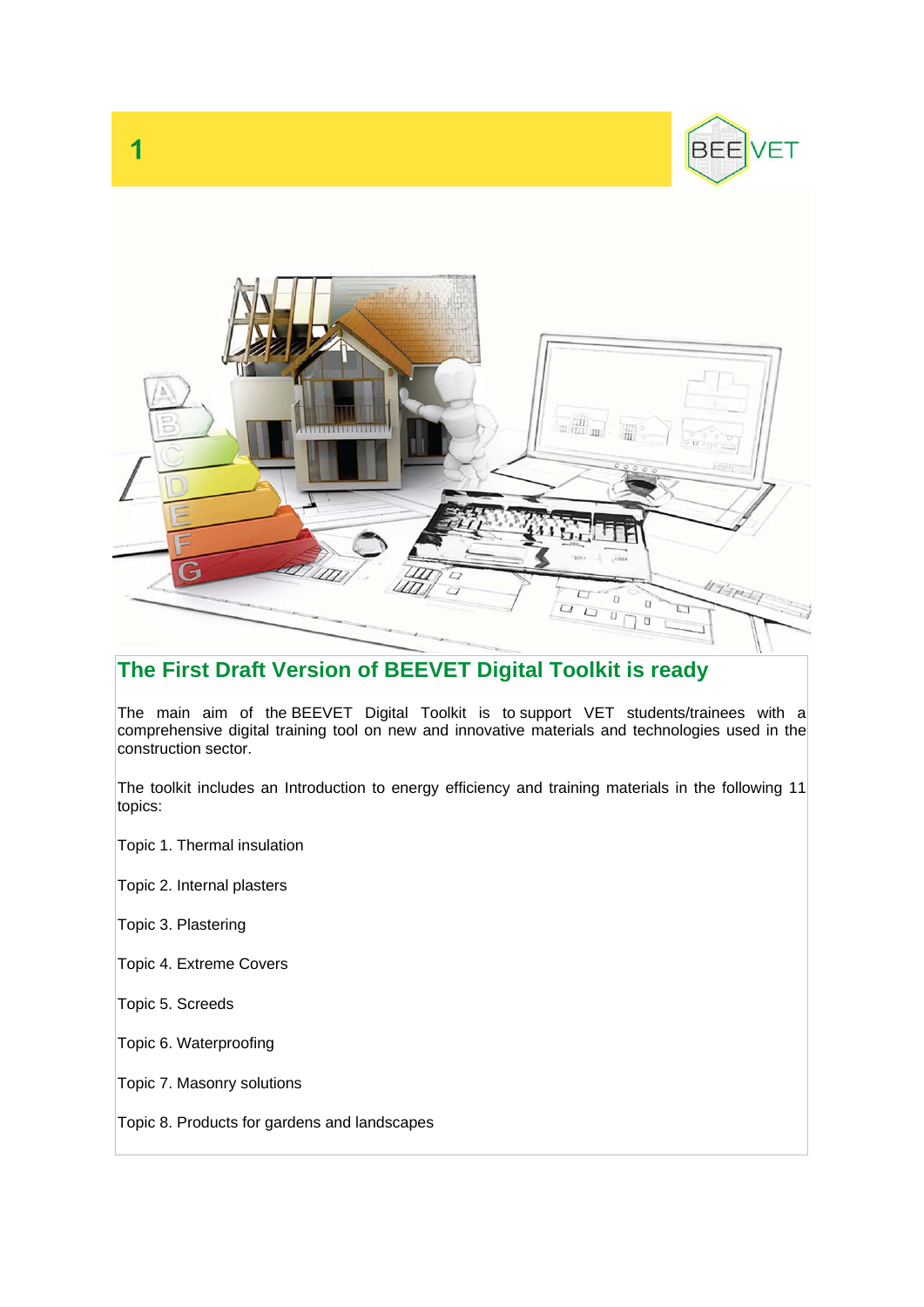1

## The First Draft Version of BEEVET Digital Toolkit is ready

The main aim of the BEEVET Digital Toolkit is to support VET students/trainees with a comprehensive digital training tool on new and innovative materials and technologies used in the construction sector.

The toolkit includes an Introduction to energy efficiency and training materials in the following 11 topics:

Topic 1. Thermal insulation

Topic 2. Internal plasters

Topic 3. Plastering

Topic 4. Extreme Covers

Topic 5. Screeds

Topic 6. Waterproofing

Topic 7. Masonry solutions

Topic 8. Products for gardens and landscapes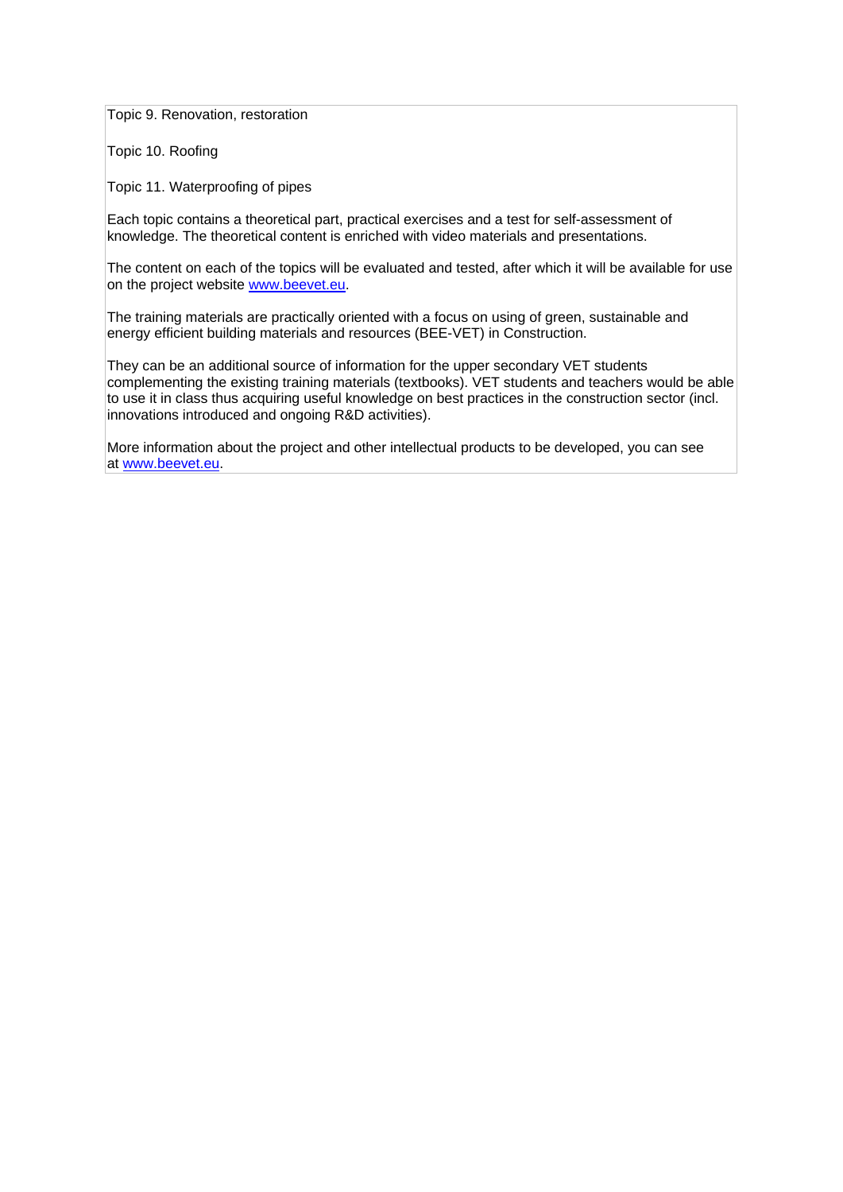Topic 9. Renovation, restoration

Topic 10. Roofing

Topic 11. Waterproofing of pipes

Each topic contains a theoretical part, practical exercises and a test for self-assessment of knowledge. The theoretical content is enriched with video materials and presentations.

The content on each of the topics will be evaluated and tested, after which it will be available for use on the project website [www.beevet.eu](http://www.beevet.eu).

The training materials are practically oriented with a focus on using of green, sustainable and energy efficient building materials and resources (BEE-VET) in Construction.

They can be an additional source of information for the upper secondary VET students complementing the existing training materials (textbooks). VET students and teachers would be able to use it in class thus acquiring useful knowledge on best practices in the construction sector (incl. innovations introduced and ongoing R&D activities).

More information about the project and other intellectual products to be developed, you can see at [www.beevet.eu](http://www.beevet.eu).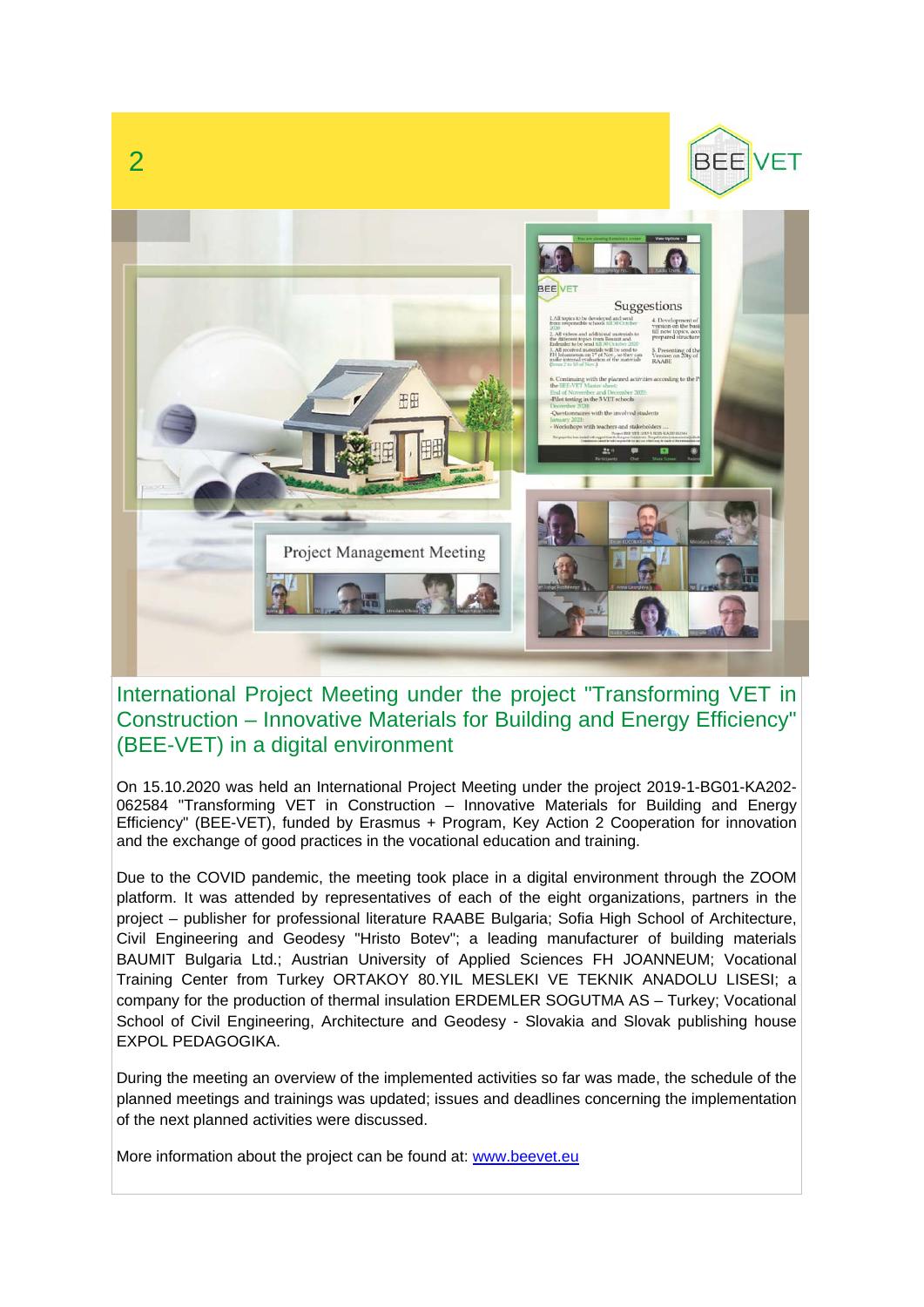## International Project Meeting under the project "Transforming VET in Construction – Innovative Materials for Building and Energy Efficiency" (BEE-VET) in a digital environment

On 15.10.2020 was held an International Project Meeting under the project 2019-1-BG01-KA202-062584 "Transforming VET in Construction – Innovative Materials for Building and Energy Efficiency" (BEE-VET), funded by Erasmus + Program, Key Action 2 Cooperation for innovation and the exchange of good practices in the vocational education and training.

Due to the COVID pandemic, the meeting took place in a digital environment through the ZOOM platform. It was attended by representatives of each of the eight organizations, partners in the project – publisher for professional literature RAABE Bulgaria; Sofia High School of Architecture, Civil Engineering and Geodesy "Hristo Botev"; a leading manufacturer of building materials BAUMIT Bulgaria Ltd.; Austrian University of Applied Sciences FH JOANNEUM; Vocational Training Center from Turkey ORTAKOY 80.YIL MESLEKI VE TEKNIK ANADOLU LISESI; a company for the production of thermal insulation ERDEMLER SOGUTMA AS – Turkey; Vocational School of Civil Engineering, Architecture and Geodesy - Slovakia and Slovak publishing house EXPOL PEDAGOGIKA.

During the meeting an overview of the implemented activities so far was made, the schedule of the planned meetings and trainings was updated; issues and deadlines concerning the implementation of the next planned activities were discussed.

More information about the project can be found at: [www.beevet.eu](http://www.beevet.eu)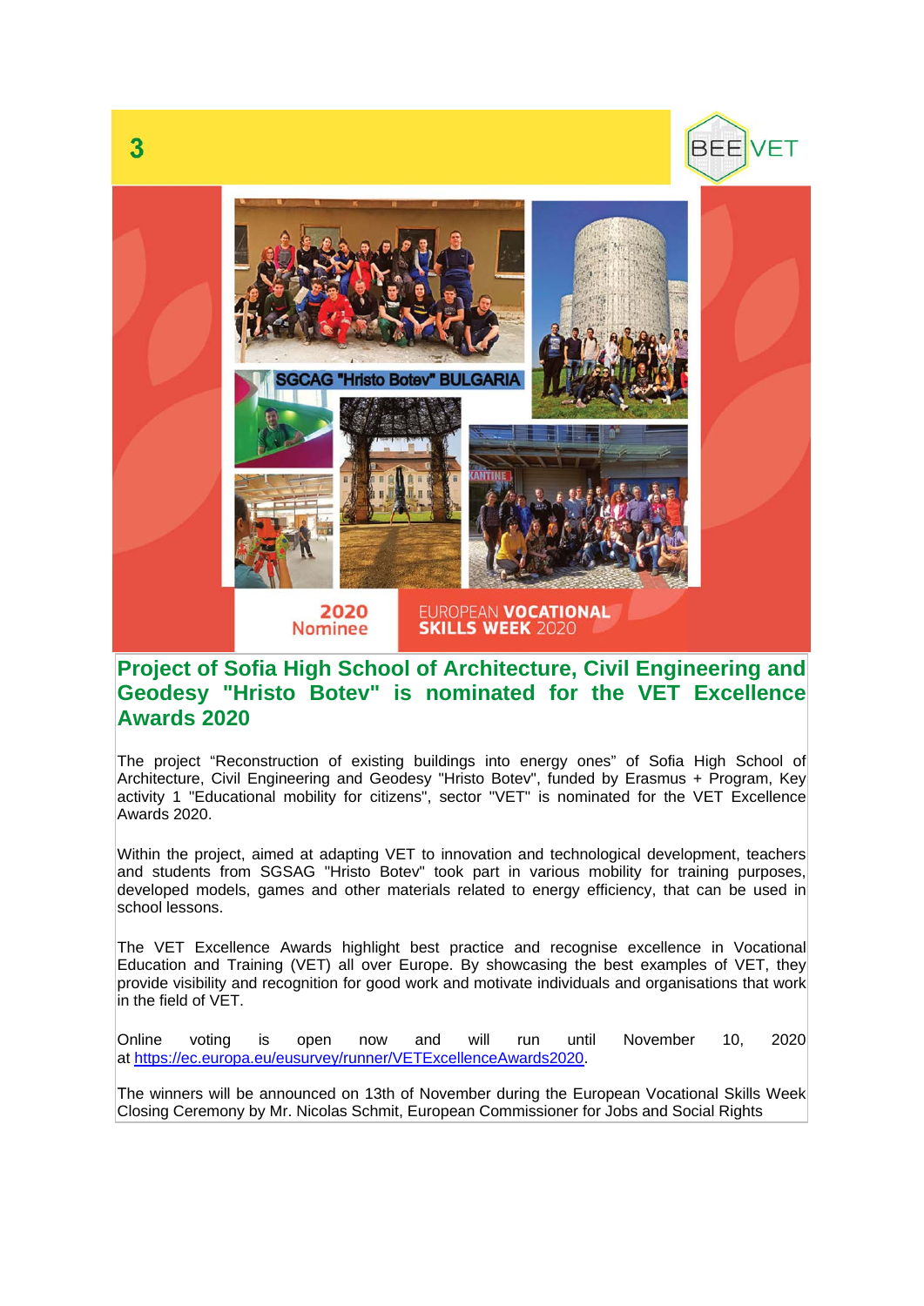## Project of Sofia High School of Architecture, Civil Engineering and Geodesy "Hristo Botev" is nominated for the VET Excellence Awards 2020

The project "Reconstruction of existing buildings into energy ones" of Sofia High School of Architecture, Civil Engineering and Geodesy "Hristo Botev", funded by Erasmus + Program, Key activity 1 "Educational mobility for citizens", sector "VET" is nominated for the VET Excellence Awards 2020.

Within the project, aimed at adapting VET to innovation and technological development, teachers and students from SGSAG "Hristo Botev" took part in various mobility for training purposes, developed models, games and other materials related to energy efficiency, that can be used in school lessons.

The VET Excellence Awards highlight best practice and recognise excellence in Vocational Education and Training (VET) all over Europe. By showcasing the best examples of VET, they provide visibility and recognition for good work and motivate individuals and organisations that work in the field of VET.

Online voting is open now and will run until November 10, 2020 at https://ec.europa.eu/eusurvey/runner/VETExcellenceAwards2020.

The winners will be announced on 13th of November during the European Vocational Skills Week Closing Ceremony by Mr. Nicolas Schmit, European Commissioner for Jobs and Social Rights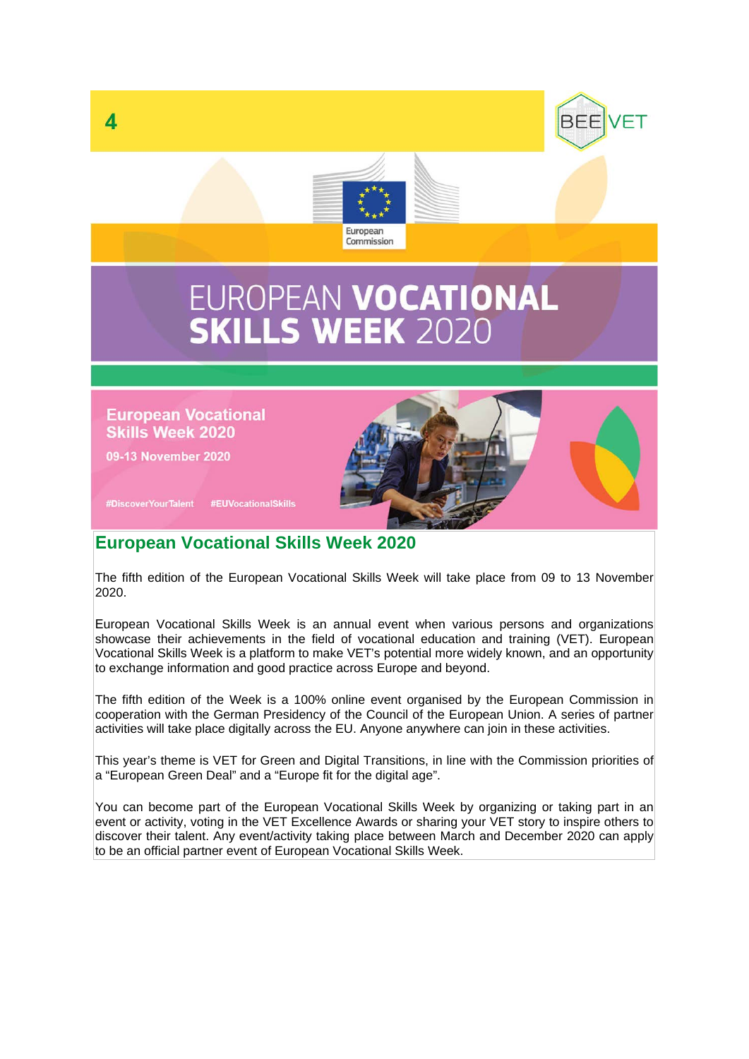# EUROPEAN VOCATIONAL SKILLS WEEK 2020

European Vocational Skills Week 2020

09-13 November 2020

#DiscoverYourTalent #EUVocationalSkills

## European Vocational Skills Week 2020

The fifth edition of the European Vocational Skills Week will take place from 09 to 13 November 2020.

European Vocational Skills Week is an annual event when various persons and organizations showcase their achievements in the field of vocational education and training (VET). European Vocational Skills Week is a platform to make VET's potential more widely known, and an opportunity to exchange information and good practice across Europe and beyond.

The fifth edition of the Week is a 100% online event organised by the European Commission in cooperation with the German Presidency of the Council of the European Union. A series of partner activities will take place digitally across the EU. Anyone anywhere can join in these activities.

This year's theme is VET for Green and Digital Transitions, in line with the Commission priorities of a "European Green Deal" and a "Europe fit for the digital age".

You can become part of the European Vocational Skills Week by organizing or taking part in an event or activity, voting in the VET Excellence Awards or sharing your VET story to inspire others to discover their talent. Any event/activity taking place between March and December 2020 can apply to be an official partner event of European Vocational Skills Week.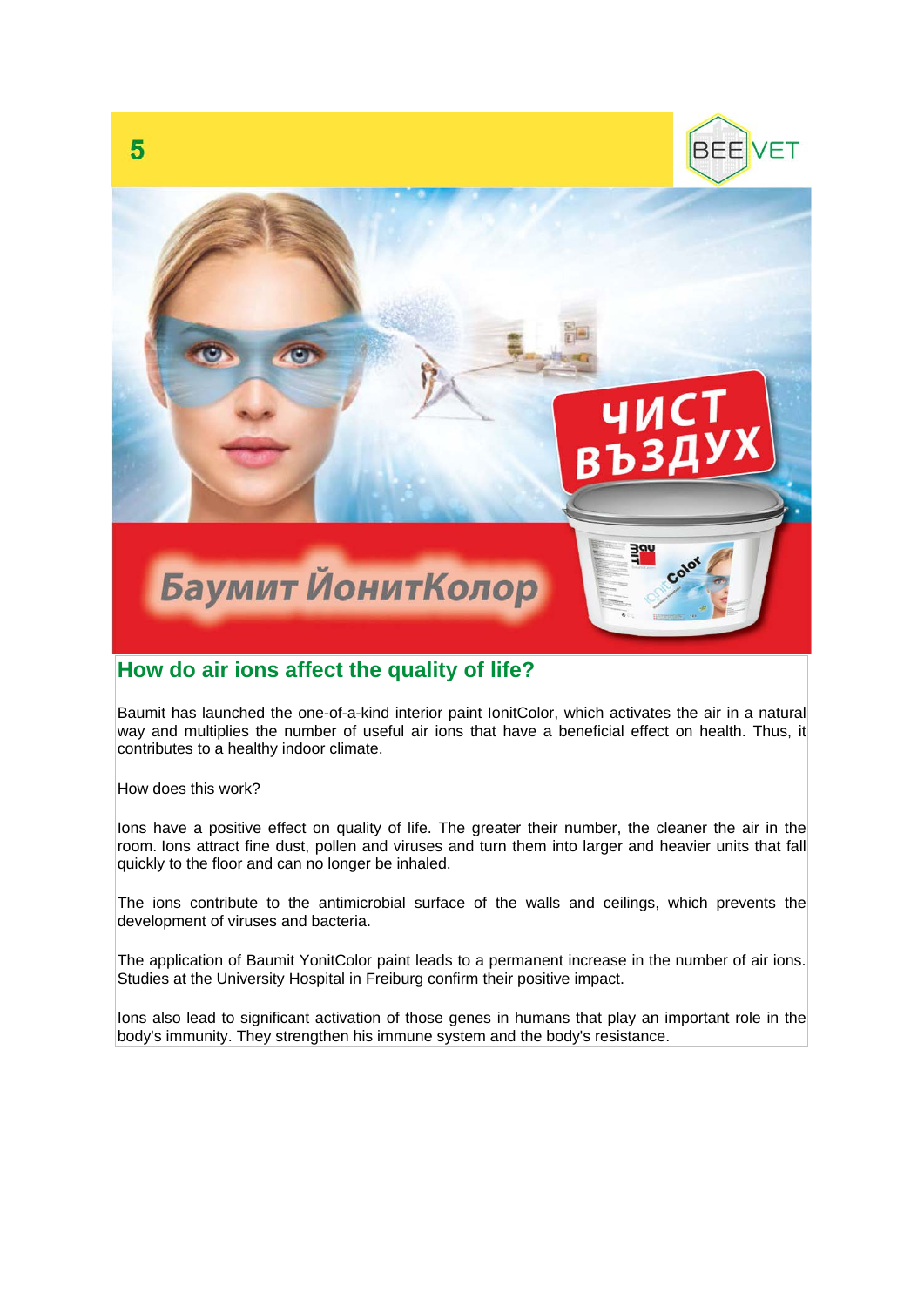## How do air ions affect the quality of life?

Baumit has launched the one-of-a-kind interior paint IonitColor, which activates the air in a natural way and multiplies the number of useful air ions that have a beneficial effect on health. Thus, it contributes to a healthy indoor climate.

How does this work?

Ions have a positive effect on quality of life. The greater their number, the cleaner the air in the room. Ions attract fine dust, pollen and viruses and turn them into larger and heavier units that fall quickly to the floor and can no longer be inhaled.

The ions contribute to the antimicrobial surface of the walls and ceilings, which prevents the development of viruses and bacteria.

The application of Baumit YonitColor paint leads to a permanent increase in the number of air ions. Studies at the University Hospital in Freiburg confirm their positive impact.

Ions also lead to significant activation of those genes in humans that play an important role in the body's immunity. They strengthen his immune system and the body's resistance.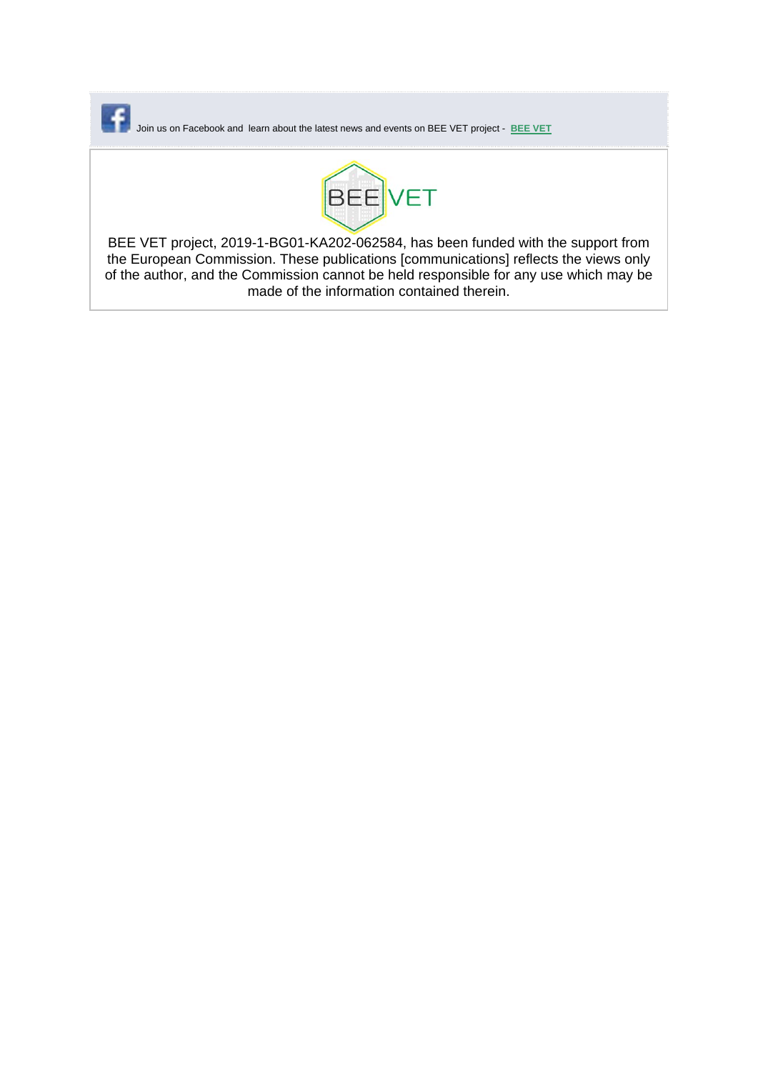Join us on Facebook and learn about the latest news and events on BEE VET project - **BEE VET**

BEE VET

BEE VET project, 2019-1-BG01-KA202-062584, has been funded with the support from the European Commission. These publications [communications] reflects the views only of the author, and the Commission cannot be held responsible for any use which may be made of the information contained therein.